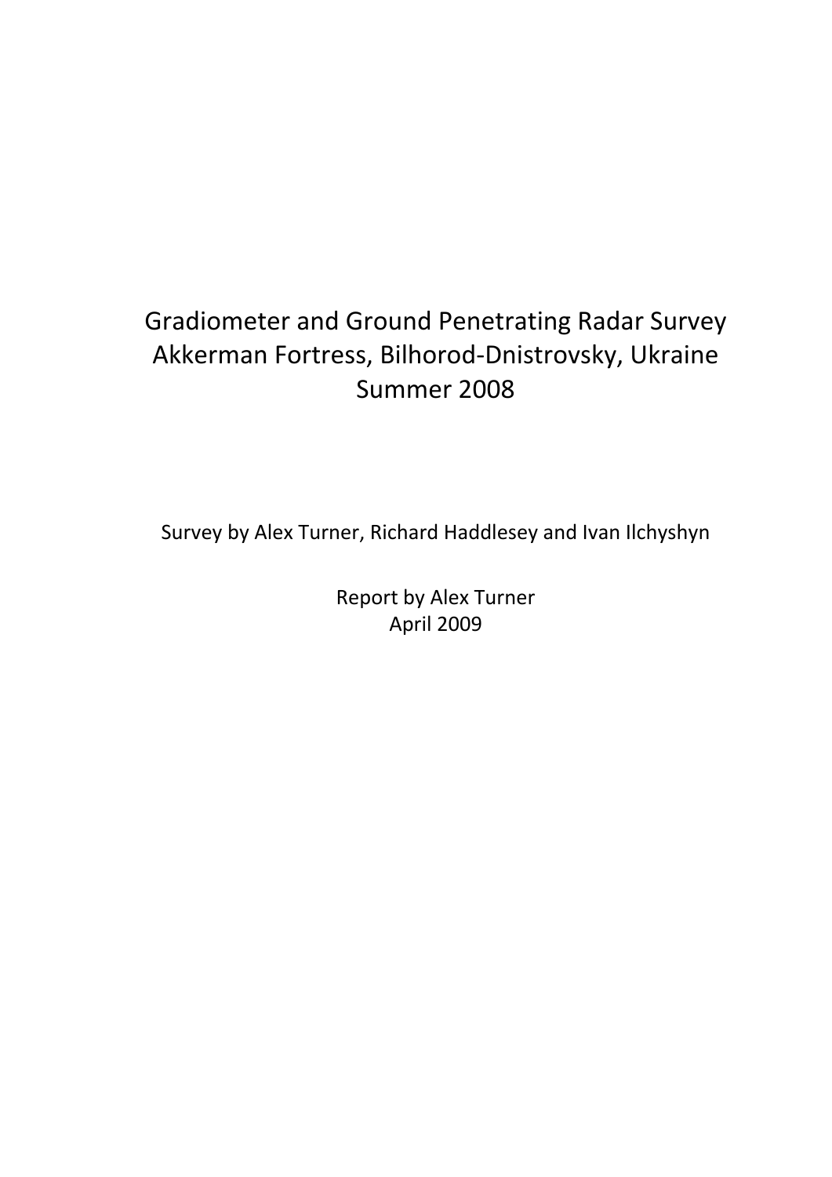# Gradiometer and Ground Penetrating Radar Survey
# Akkerman Fortress, Bilhorod-Dnistrovsky, Ukraine
# Summer 2008

Survey by Alex Turner, Richard Haddlesey and Ivan Ilchyshyn

Report by Alex Turner

April 2009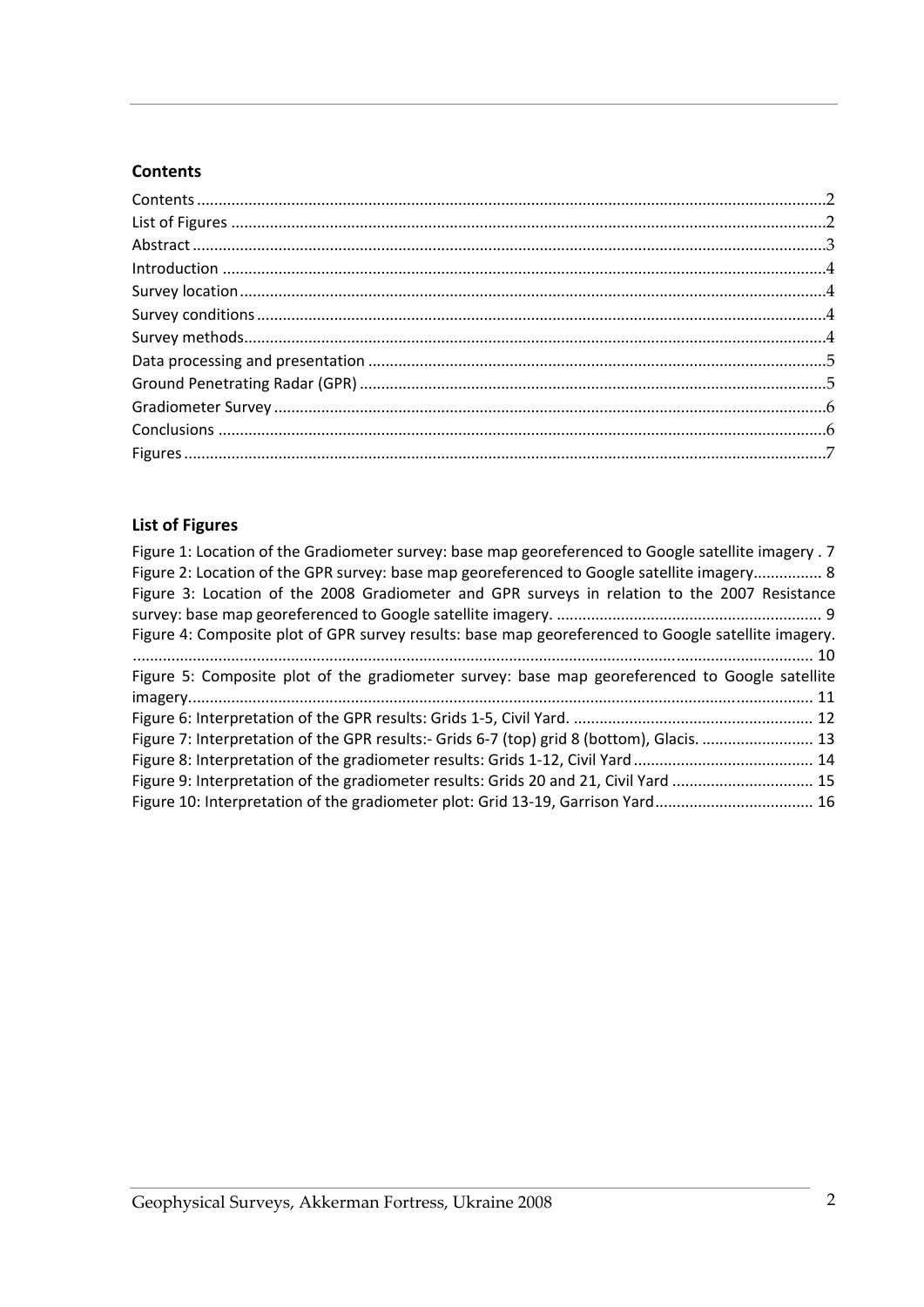## Contents

Contents ........................................................................................................................................2
List of Figures ................................................................................................................................2
Abstract .........................................................................................................................................3
Introduction ...................................................................................................................................4
Survey location ..............................................................................................................................4
Survey conditions ..........................................................................................................................4
Survey methods .............................................................................................................................4
Data processing and presentation ................................................................................................5
Ground Penetrating Radar (GPR) ..................................................................................................5
Gradiometer Survey ......................................................................................................................6
Conclusions ...................................................................................................................................6
Figures ...........................................................................................................................................7

## List of Figures

Figure 1: Location of the Gradiometer survey: base map georeferenced to Google satellite imagery . 7
Figure 2: Location of the GPR survey: base map georeferenced to Google satellite imagery................ 8
Figure 3: Location of the 2008 Gradiometer and GPR surveys in relation to the 2007 Resistance survey: base map georeferenced to Google satellite imagery. ............................................................. 9
Figure 4: Composite plot of GPR survey results: base map georeferenced to Google satellite imagery. ........................................................................................................................................... 10
Figure 5: Composite plot of the gradiometer survey: base map georeferenced to Google satellite imagery.......................................................................................................................................... 11
Figure 6: Interpretation of the GPR results: Grids 1-5, Civil Yard. ....................................................... 12
Figure 7: Interpretation of the GPR results:- Grids 6-7 (top) grid 8 (bottom), Glacis. .......................... 13
Figure 8: Interpretation of the gradiometer results: Grids 1-12, Civil Yard .......................................... 14
Figure 9: Interpretation of the gradiometer results: Grids 20 and 21, Civil Yard ................................ 15
Figure 10: Interpretation of the gradiometer plot: Grid 13-19, Garrison Yard..................................... 16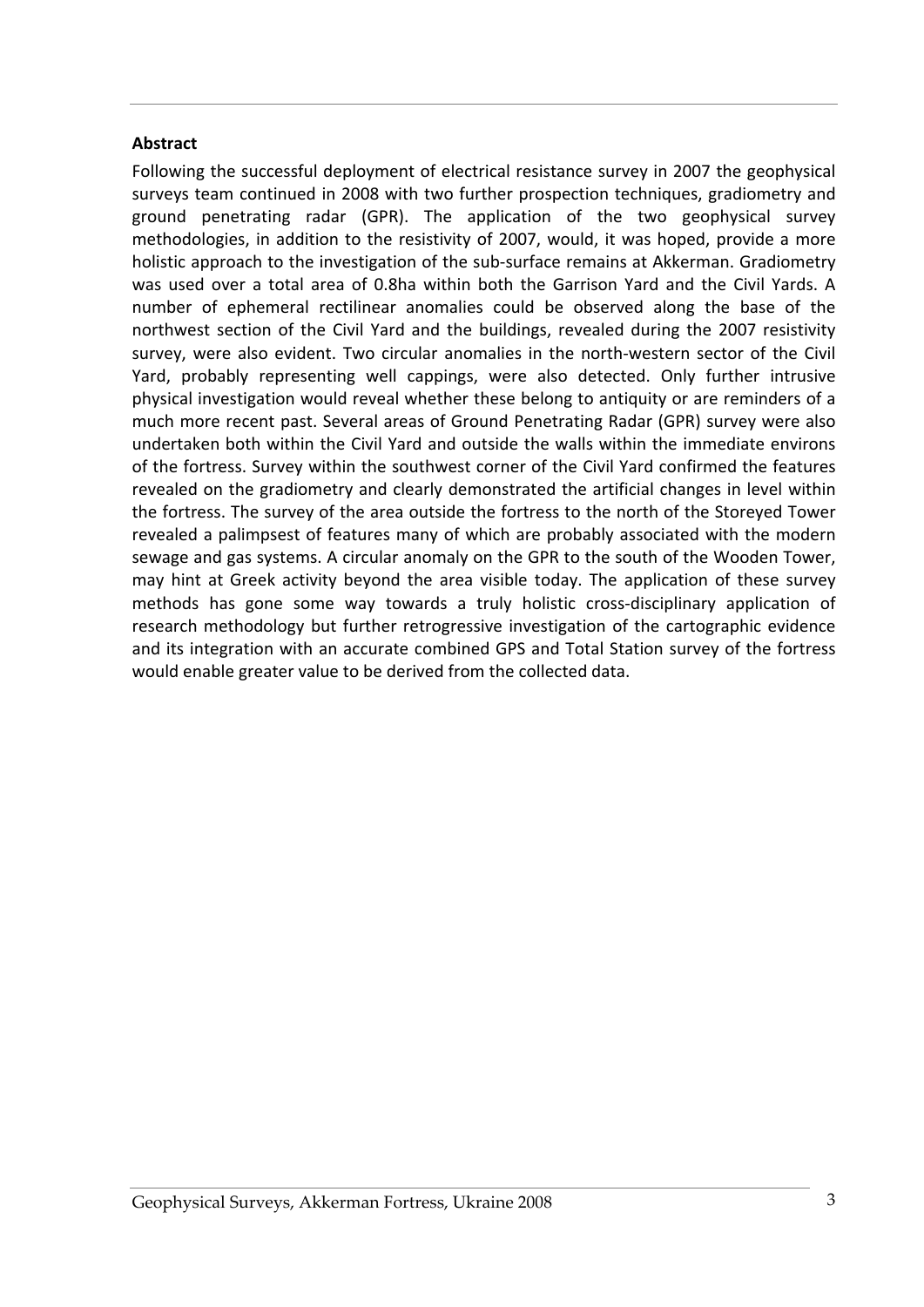## Abstract

Following the successful deployment of electrical resistance survey in 2007 the geophysical surveys team continued in 2008 with two further prospection techniques, gradiometry and ground penetrating radar (GPR). The application of the two geophysical survey methodologies, in addition to the resistivity of 2007, would, it was hoped, provide a more holistic approach to the investigation of the sub-surface remains at Akkerman. Gradiometry was used over a total area of 0.8ha within both the Garrison Yard and the Civil Yards. A number of ephemeral rectilinear anomalies could be observed along the base of the northwest section of the Civil Yard and the buildings, revealed during the 2007 resistivity survey, were also evident. Two circular anomalies in the north-western sector of the Civil Yard, probably representing well cappings, were also detected. Only further intrusive physical investigation would reveal whether these belong to antiquity or are reminders of a much more recent past. Several areas of Ground Penetrating Radar (GPR) survey were also undertaken both within the Civil Yard and outside the walls within the immediate environs of the fortress. Survey within the southwest corner of the Civil Yard confirmed the features revealed on the gradiometry and clearly demonstrated the artificial changes in level within the fortress. The survey of the area outside the fortress to the north of the Storeyed Tower revealed a palimpsest of features many of which are probably associated with the modern sewage and gas systems. A circular anomaly on the GPR to the south of the Wooden Tower, may hint at Greek activity beyond the area visible today. The application of these survey methods has gone some way towards a truly holistic cross-disciplinary application of research methodology but further retrogressive investigation of the cartographic evidence and its integration with an accurate combined GPS and Total Station survey of the fortress would enable greater value to be derived from the collected data.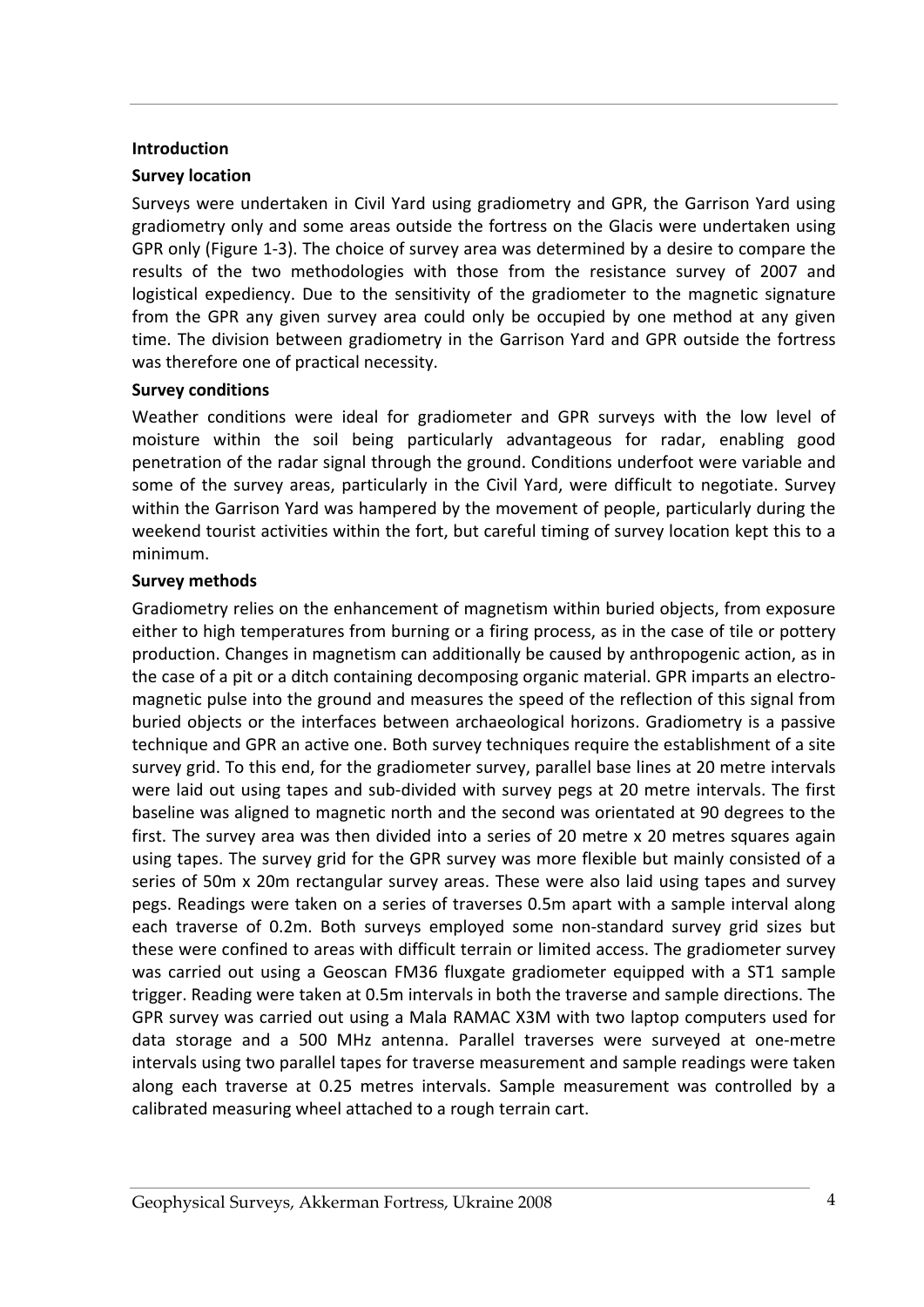## Introduction

### Survey location

Surveys were undertaken in Civil Yard using gradiometry and GPR, the Garrison Yard using gradiometry only and some areas outside the fortress on the Glacis were undertaken using GPR only (Figure 1-3). The choice of survey area was determined by a desire to compare the results of the two methodologies with those from the resistance survey of 2007 and logistical expediency. Due to the sensitivity of the gradiometer to the magnetic signature from the GPR any given survey area could only be occupied by one method at any given time. The division between gradiometry in the Garrison Yard and GPR outside the fortress was therefore one of practical necessity.

### Survey conditions

Weather conditions were ideal for gradiometer and GPR surveys with the low level of moisture within the soil being particularly advantageous for radar, enabling good penetration of the radar signal through the ground. Conditions underfoot were variable and some of the survey areas, particularly in the Civil Yard, were difficult to negotiate. Survey within the Garrison Yard was hampered by the movement of people, particularly during the weekend tourist activities within the fort, but careful timing of survey location kept this to a minimum.

### Survey methods

Gradiometry relies on the enhancement of magnetism within buried objects, from exposure either to high temperatures from burning or a firing process, as in the case of tile or pottery production. Changes in magnetism can additionally be caused by anthropogenic action, as in the case of a pit or a ditch containing decomposing organic material. GPR imparts an electro-magnetic pulse into the ground and measures the speed of the reflection of this signal from buried objects or the interfaces between archaeological horizons. Gradiometry is a passive technique and GPR an active one. Both survey techniques require the establishment of a site survey grid. To this end, for the gradiometer survey, parallel base lines at 20 metre intervals were laid out using tapes and sub-divided with survey pegs at 20 metre intervals. The first baseline was aligned to magnetic north and the second was orientated at 90 degrees to the first. The survey area was then divided into a series of 20 metre x 20 metres squares again using tapes. The survey grid for the GPR survey was more flexible but mainly consisted of a series of 50m x 20m rectangular survey areas. These were also laid using tapes and survey pegs. Readings were taken on a series of traverses 0.5m apart with a sample interval along each traverse of 0.2m. Both surveys employed some non-standard survey grid sizes but these were confined to areas with difficult terrain or limited access. The gradiometer survey was carried out using a Geoscan FM36 fluxgate gradiometer equipped with a ST1 sample trigger. Reading were taken at 0.5m intervals in both the traverse and sample directions. The GPR survey was carried out using a Mala RAMAC X3M with two laptop computers used for data storage and a 500 MHz antenna. Parallel traverses were surveyed at one-metre intervals using two parallel tapes for traverse measurement and sample readings were taken along each traverse at 0.25 metres intervals. Sample measurement was controlled by a calibrated measuring wheel attached to a rough terrain cart.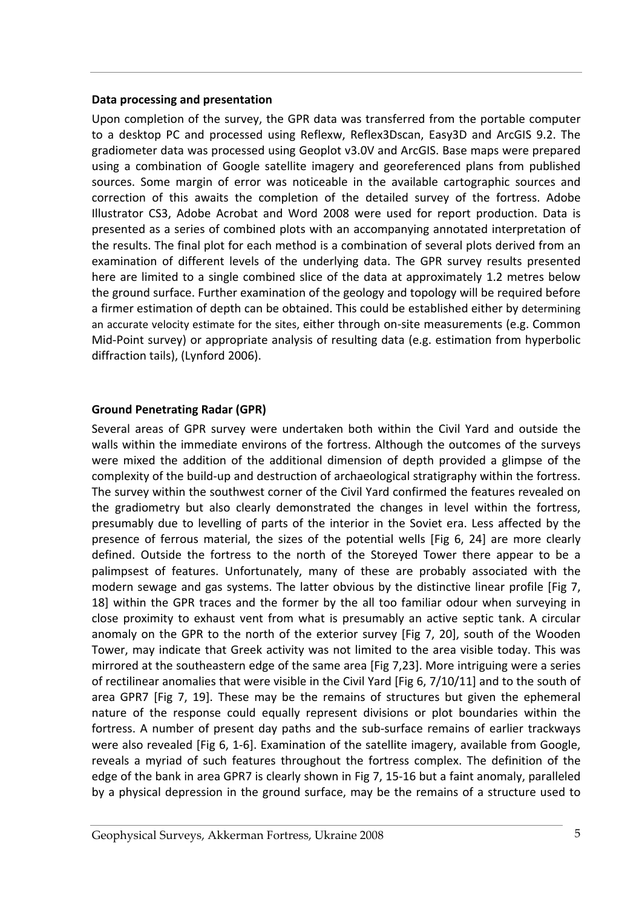#### Data processing and presentation

Upon completion of the survey, the GPR data was transferred from the portable computer to a desktop PC and processed using Reflexw, Reflex3Dscan, Easy3D and ArcGIS 9.2. The gradiometer data was processed using Geoplot v3.0V and ArcGIS. Base maps were prepared using a combination of Google satellite imagery and georeferenced plans from published sources. Some margin of error was noticeable in the available cartographic sources and correction of this awaits the completion of the detailed survey of the fortress. Adobe Illustrator CS3, Adobe Acrobat and Word 2008 were used for report production. Data is presented as a series of combined plots with an accompanying annotated interpretation of the results. The final plot for each method is a combination of several plots derived from an examination of different levels of the underlying data. The GPR survey results presented here are limited to a single combined slice of the data at approximately 1.2 metres below the ground surface. Further examination of the geology and topology will be required before a firmer estimation of depth can be obtained. This could be established either by determining an accurate velocity estimate for the sites, either through on-site measurements (e.g. Common Mid-Point survey) or appropriate analysis of resulting data (e.g. estimation from hyperbolic diffraction tails), (Lynford 2006).

#### Ground Penetrating Radar (GPR)

Several areas of GPR survey were undertaken both within the Civil Yard and outside the walls within the immediate environs of the fortress. Although the outcomes of the surveys were mixed the addition of the additional dimension of depth provided a glimpse of the complexity of the build-up and destruction of archaeological stratigraphy within the fortress. The survey within the southwest corner of the Civil Yard confirmed the features revealed on the gradiometry but also clearly demonstrated the changes in level within the fortress, presumably due to levelling of parts of the interior in the Soviet era. Less affected by the presence of ferrous material, the sizes of the potential wells [Fig 6, 24] are more clearly defined. Outside the fortress to the north of the Storeyed Tower there appear to be a palimpsest of features. Unfortunately, many of these are probably associated with the modern sewage and gas systems. The latter obvious by the distinctive linear profile [Fig 7, 18] within the GPR traces and the former by the all too familiar odour when surveying in close proximity to exhaust vent from what is presumably an active septic tank. A circular anomaly on the GPR to the north of the exterior survey [Fig 7, 20], south of the Wooden Tower, may indicate that Greek activity was not limited to the area visible today. This was mirrored at the southeastern edge of the same area [Fig 7,23]. More intriguing were a series of rectilinear anomalies that were visible in the Civil Yard [Fig 6, 7/10/11] and to the south of area GPR7 [Fig 7, 19]. These may be the remains of structures but given the ephemeral nature of the response could equally represent divisions or plot boundaries within the fortress. A number of present day paths and the sub-surface remains of earlier trackways were also revealed [Fig 6, 1-6]. Examination of the satellite imagery, available from Google, reveals a myriad of such features throughout the fortress complex. The definition of the edge of the bank in area GPR7 is clearly shown in Fig 7, 15-16 but a faint anomaly, paralleled by a physical depression in the ground surface, may be the remains of a structure used to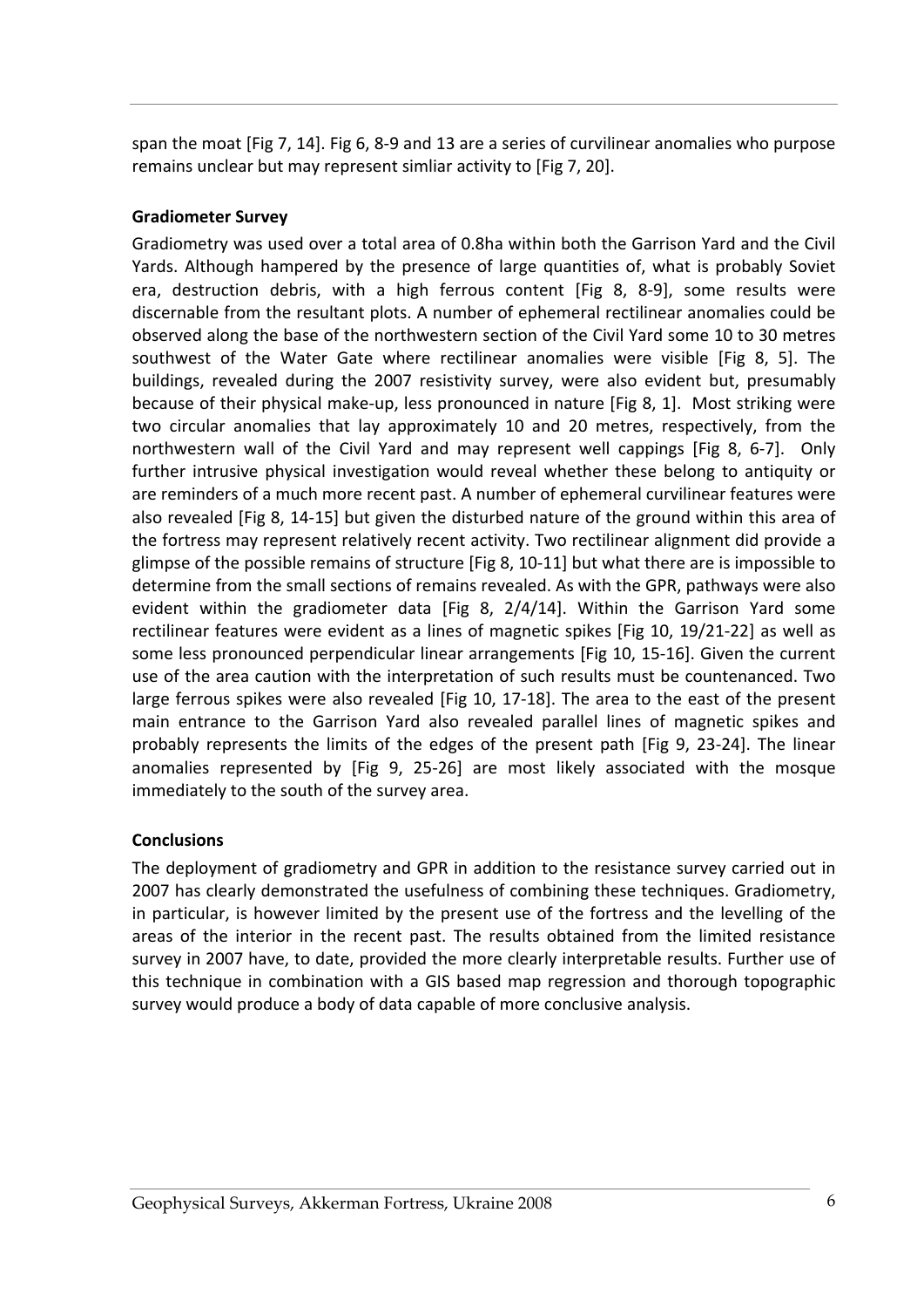span the moat [Fig 7, 14]. Fig 6, 8-9 and 13 are a series of curvilinear anomalies who purpose remains unclear but may represent simliar activity to [Fig 7, 20].

**Gradiometer Survey**

Gradiometry was used over a total area of 0.8ha within both the Garrison Yard and the Civil Yards. Although hampered by the presence of large quantities of, what is probably Soviet era, destruction debris, with a high ferrous content [Fig 8, 8-9], some results were discernable from the resultant plots. A number of ephemeral rectilinear anomalies could be observed along the base of the northwestern section of the Civil Yard some 10 to 30 metres southwest of the Water Gate where rectilinear anomalies were visible [Fig 8, 5]. The buildings, revealed during the 2007 resistivity survey, were also evident but, presumably because of their physical make-up, less pronounced in nature [Fig 8, 1]. Most striking were two circular anomalies that lay approximately 10 and 20 metres, respectively, from the northwestern wall of the Civil Yard and may represent well cappings [Fig 8, 6-7]. Only further intrusive physical investigation would reveal whether these belong to antiquity or are reminders of a much more recent past. A number of ephemeral curvilinear features were also revealed [Fig 8, 14-15] but given the disturbed nature of the ground within this area of the fortress may represent relatively recent activity. Two rectilinear alignment did provide a glimpse of the possible remains of structure [Fig 8, 10-11] but what there are is impossible to determine from the small sections of remains revealed. As with the GPR, pathways were also evident within the gradiometer data [Fig 8, 2/4/14]. Within the Garrison Yard some rectilinear features were evident as a lines of magnetic spikes [Fig 10, 19/21-22] as well as some less pronounced perpendicular linear arrangements [Fig 10, 15-16]. Given the current use of the area caution with the interpretation of such results must be countenanced. Two large ferrous spikes were also revealed [Fig 10, 17-18]. The area to the east of the present main entrance to the Garrison Yard also revealed parallel lines of magnetic spikes and probably represents the limits of the edges of the present path [Fig 9, 23-24]. The linear anomalies represented by [Fig 9, 25-26] are most likely associated with the mosque immediately to the south of the survey area.

**Conclusions**

The deployment of gradiometry and GPR in addition to the resistance survey carried out in 2007 has clearly demonstrated the usefulness of combining these techniques. Gradiometry, in particular, is however limited by the present use of the fortress and the levelling of the areas of the interior in the recent past. The results obtained from the limited resistance survey in 2007 have, to date, provided the more clearly interpretable results. Further use of this technique in combination with a GIS based map regression and thorough topographic survey would produce a body of data capable of more conclusive analysis.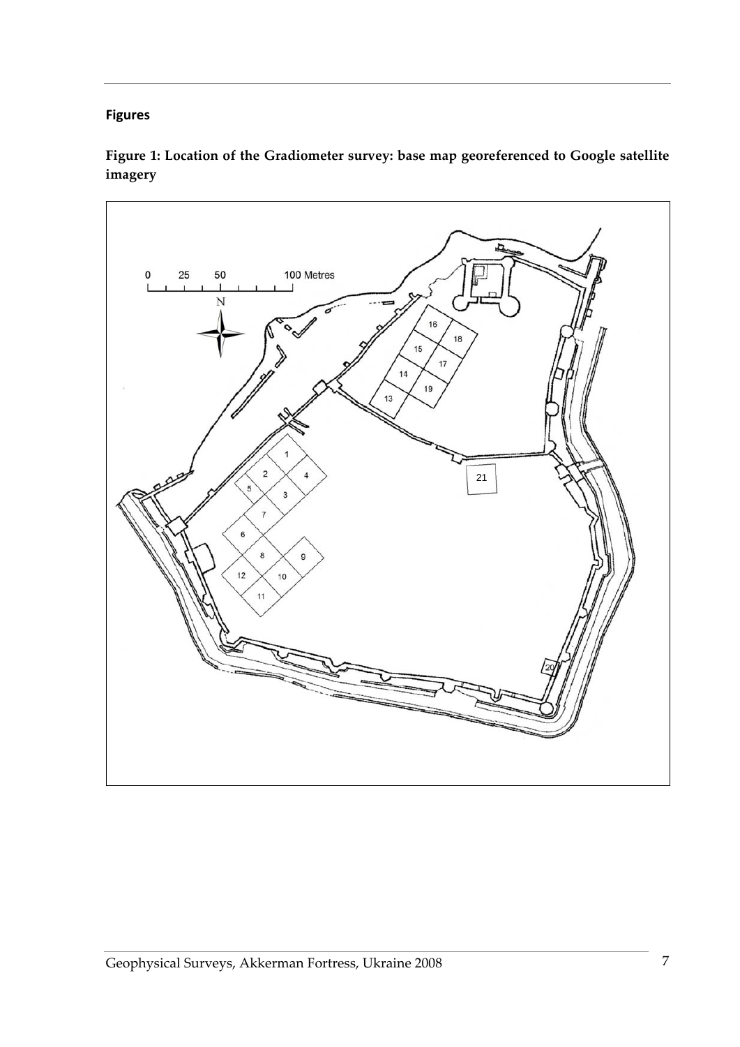## Figures

**Figure 1: Location of the Gradiometer survey: base map georeferenced to Google satellite imagery**

0 25 50 100 Metres

N

16
18
15
17
14
19
13
1
2
4
5
3
7
6
8
9
12
10
11
21
20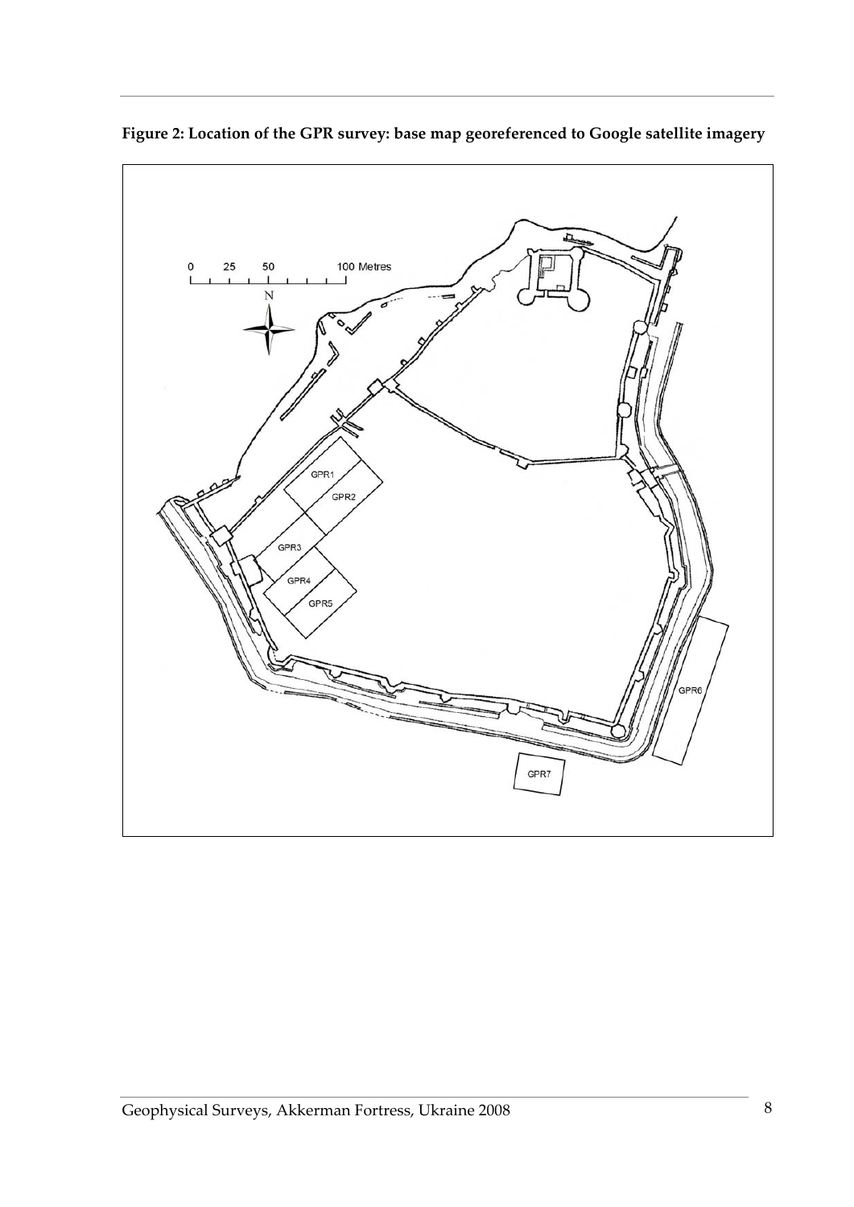**Figure 2: Location of the GPR survey: base map georeferenced to Google satellite imagery**

0 25 50 100 Metres

N

GPR1

GPR2

GPR3

GPR4

GPR5

GPR6

GPR7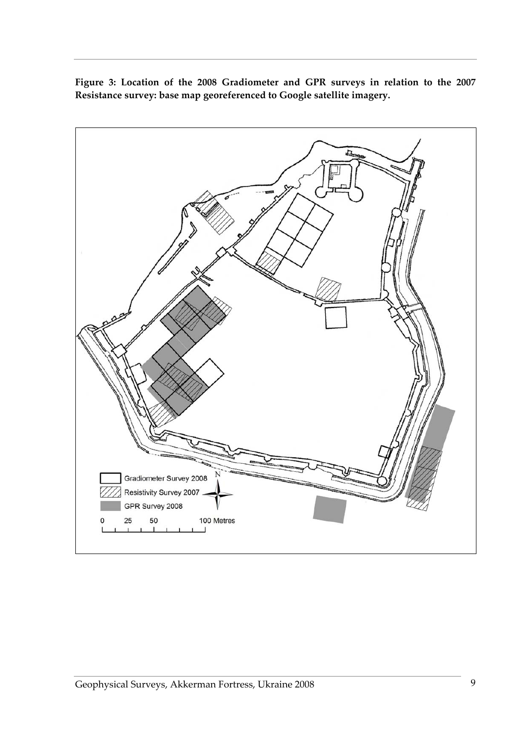**Figure 3: Location of the 2008 Gradiometer and GPR surveys in relation to the 2007 Resistance survey: base map georeferenced to Google satellite imagery.**

Gradiometer Survey 2008
Resistivity Survey 2007
GPR Survey 2008
0 25 50 100 Metres
N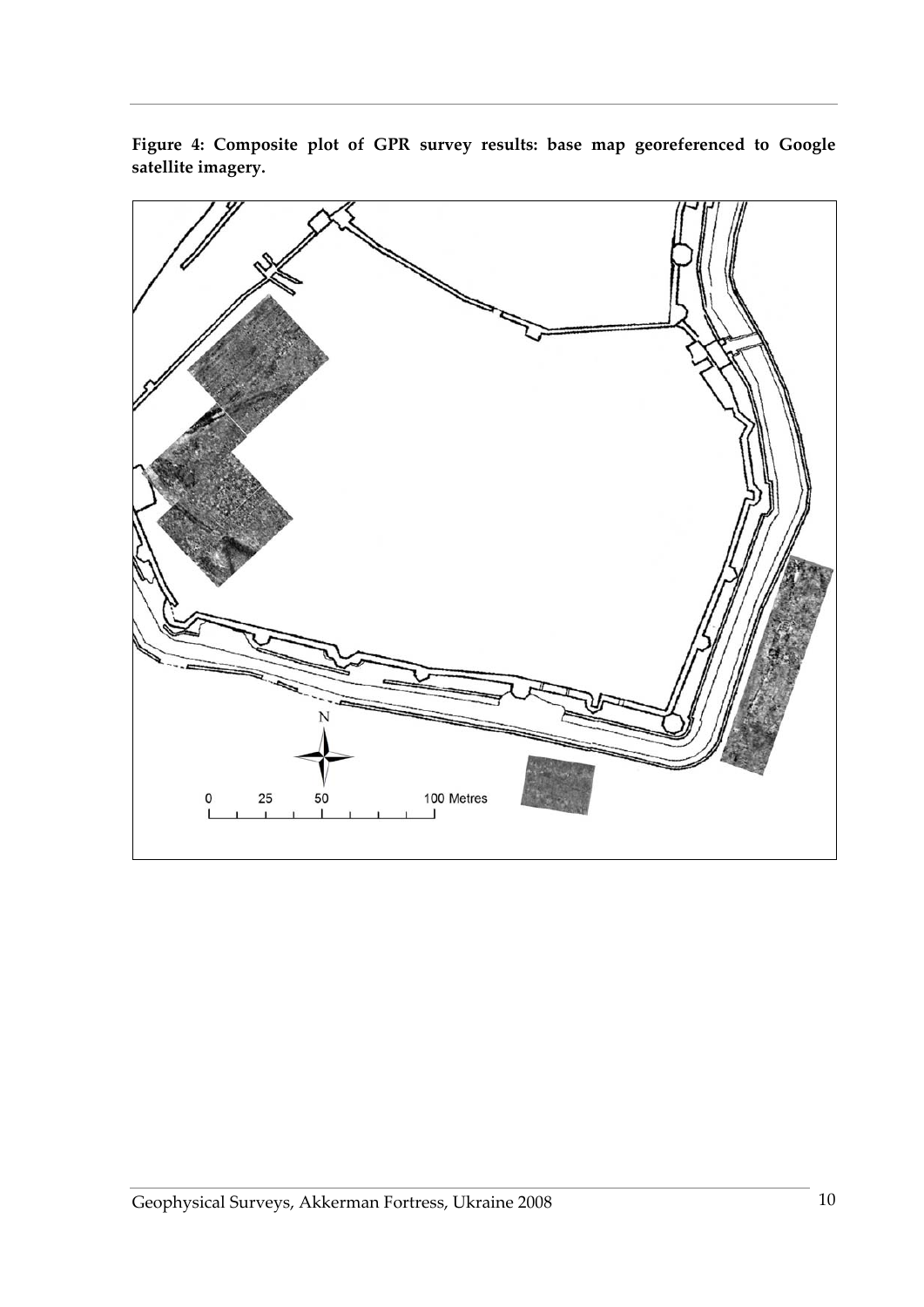**Figure 4: Composite plot of GPR survey results: base map georeferenced to Google satellite imagery.**

N

0 25 50 100 Metres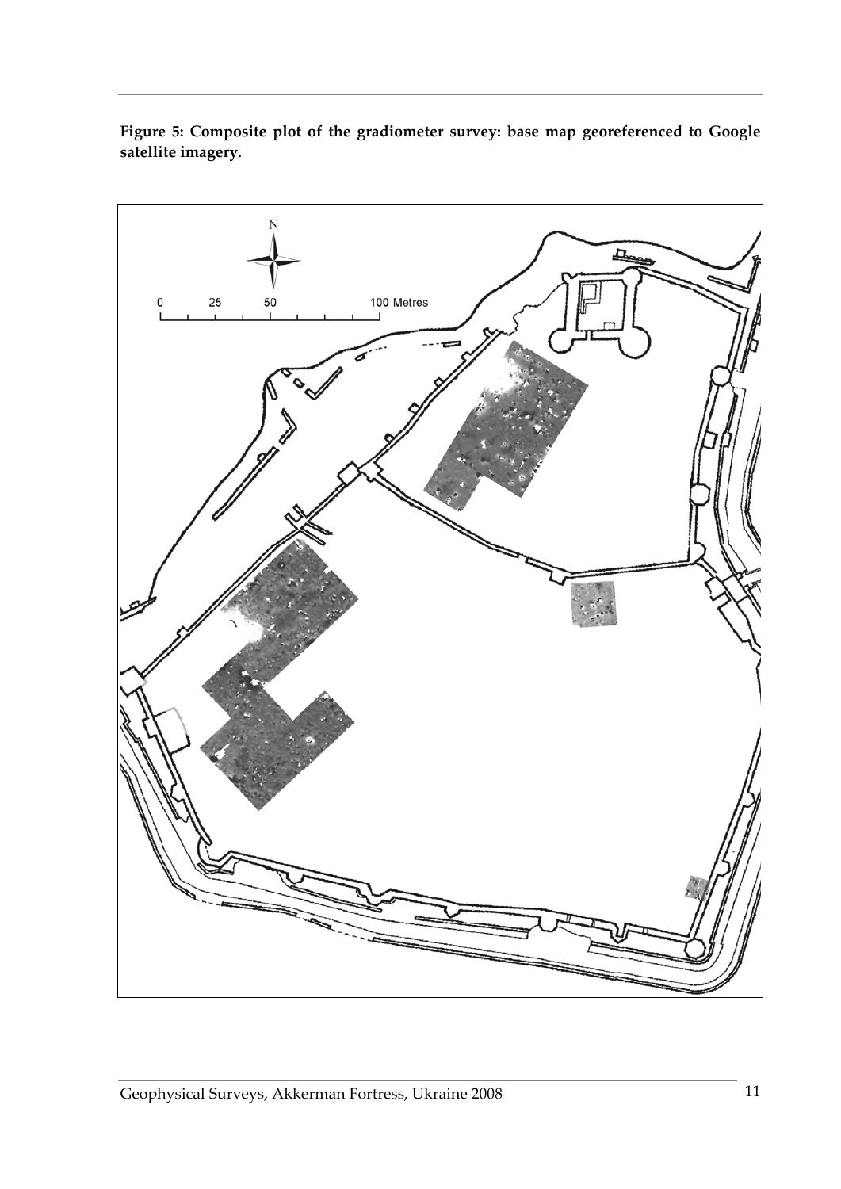**Figure 5: Composite plot of the gradiometer survey: base map georeferenced to Google satellite imagery.**

N

0 25 50 100 Metres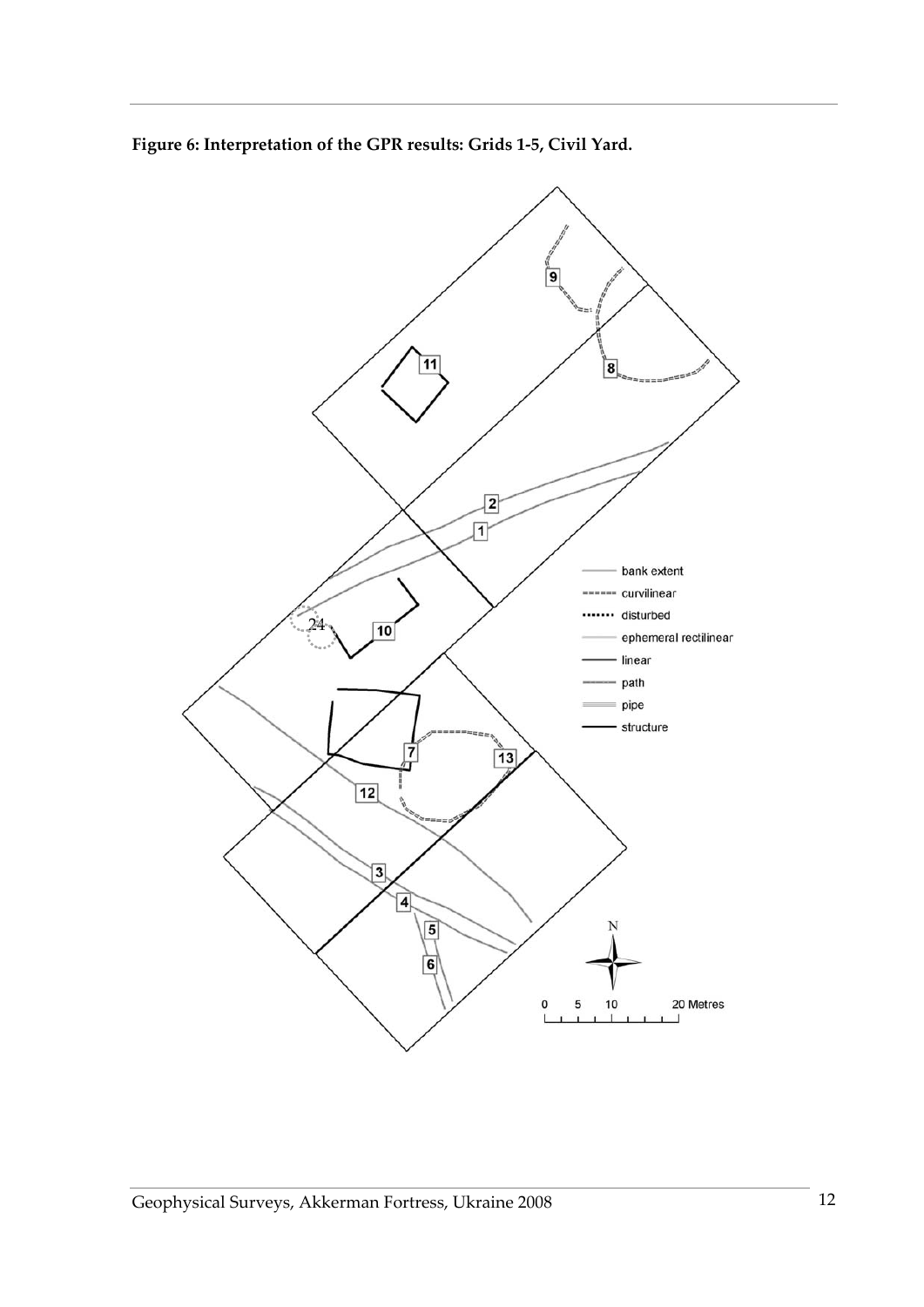**Figure 6: Interpretation of the GPR results: Grids 1-5, Civil Yard.**

9
8
11
2
1
24
10
7
13
12
3
4
5
6

bank extent
curvilinear
disturbed
ephemeral rectilinear
linear
path
pipe
structure

N

0 5 10 20 Metres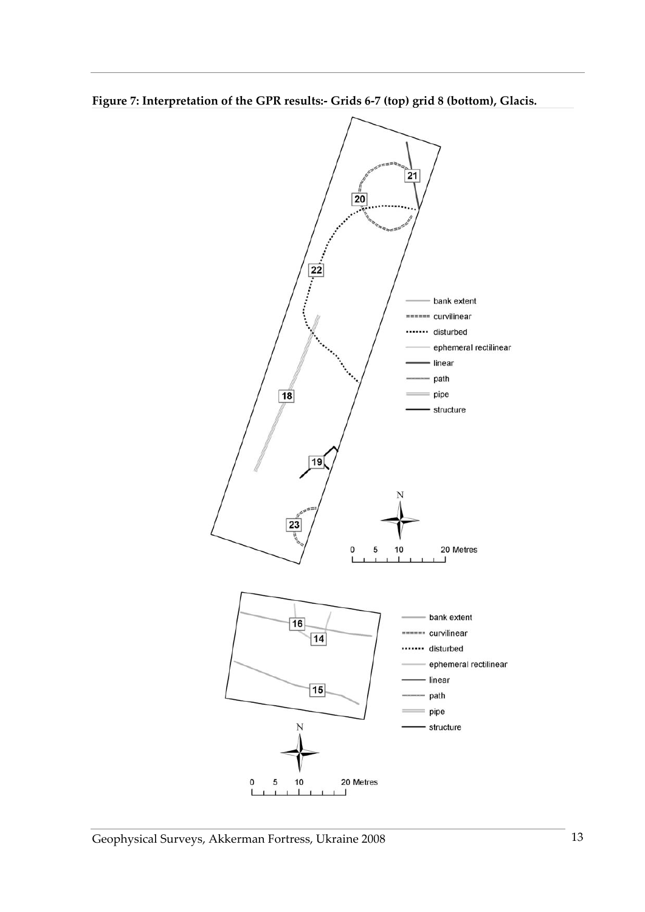**Figure 7: Interpretation of the GPR results:- Grids 6-7 (top) grid 8 (bottom), Glacis.**

21
20
22
18
19
23

bank extent
curvilinear
disturbed
ephemeral rectilinear
linear
path
pipe
structure

N

0 5 10 20 Metres

16
14
15

bank extent
curvilinear
disturbed
ephemeral rectilinear
linear
path
pipe
structure

N

0 5 10 20 Metres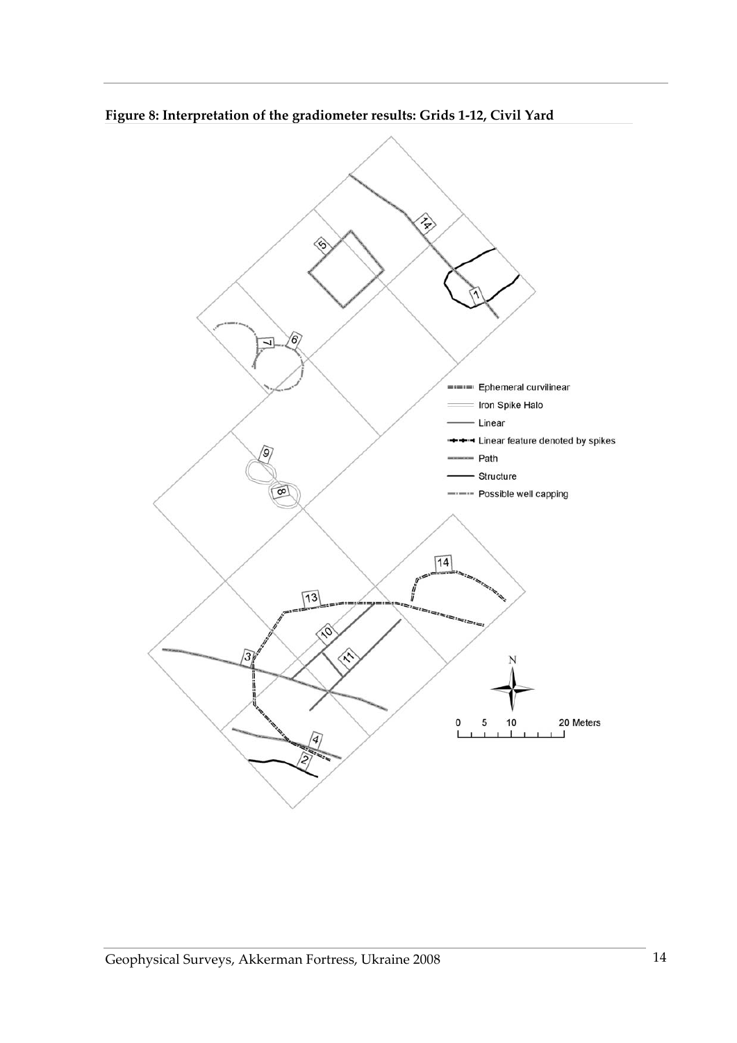**Figure 8: Interpretation of the gradiometer results: Grids 1-12, Civil Yard**

Ephemeral curvilinear
Iron Spike Halo
Linear
Linear feature denoted by spikes
Path
Structure
Possible well capping

N

0 5 10 20 Meters

14
5
1
6
7
9
8
14
13
10
11
3
4
2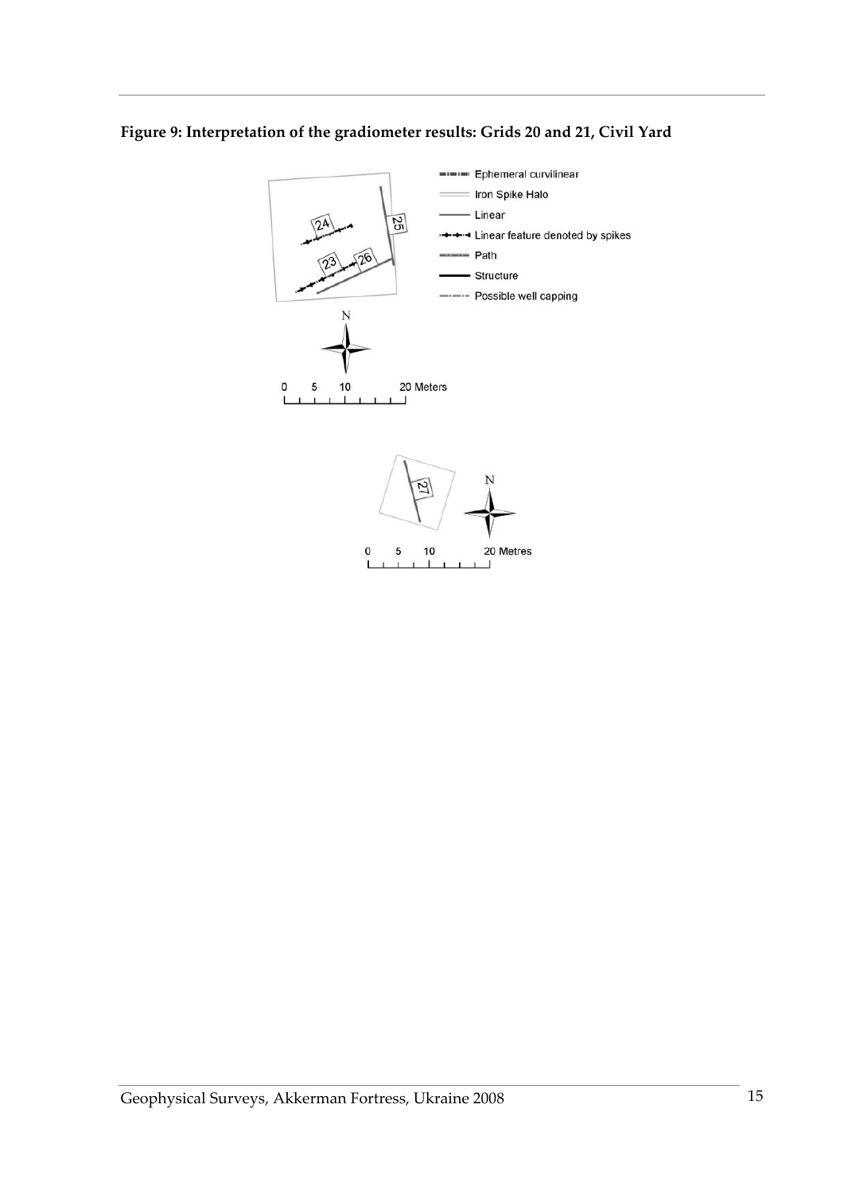**Figure 9: Interpretation of the gradiometer results: Grids 20 and 21, Civil Yard**

Ephemeral curvilinear
Iron Spike Halo
Linear
Linear feature denoted by spikes
Path
Structure
Possible well capping

24
25
23
26

N

0 5 10 20 Meters

27

N

0 5 10 20 Metres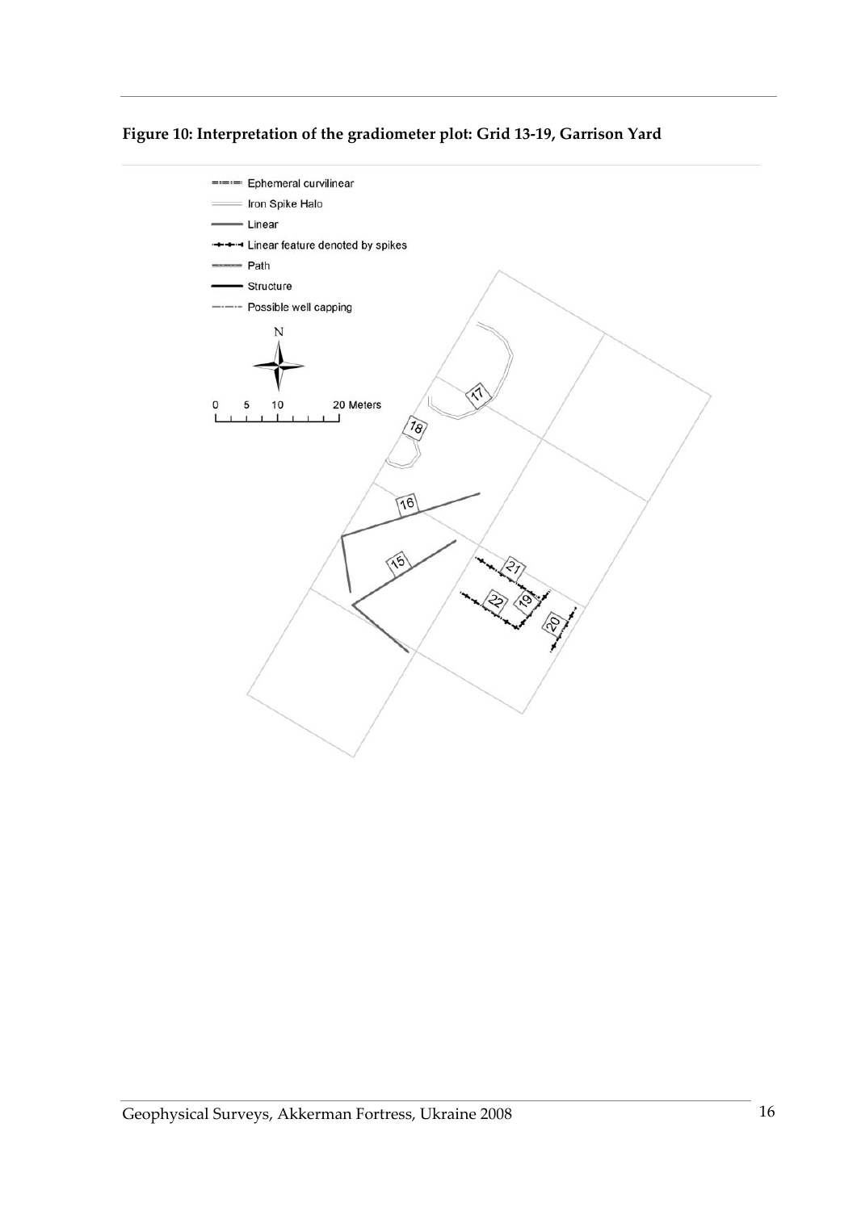**Figure 10: Interpretation of the gradiometer plot: Grid 13-19, Garrison Yard**

Ephemeral curvilinear
Iron Spike Halo
Linear
Linear feature denoted by spikes
Path
Structure
Possible well capping

N

0 5 10 20 Meters

17
18
16
15
21
22
19
20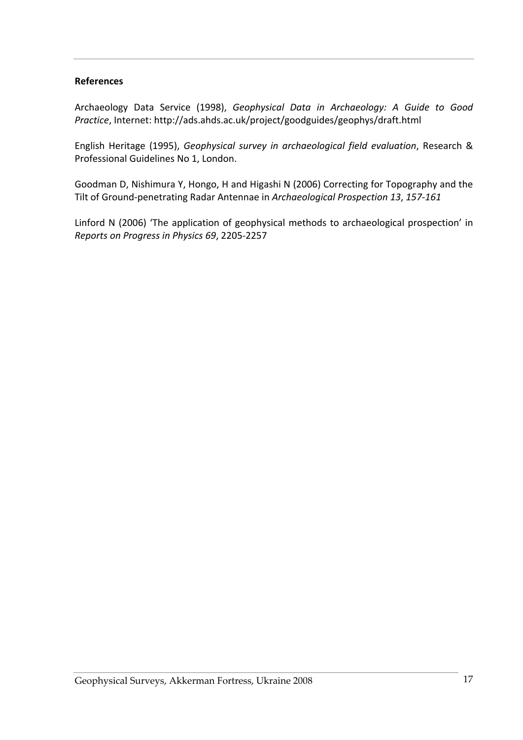**References**

Archaeology Data Service (1998), *Geophysical Data in Archaeology: A Guide to Good Practice*, Internet: http://ads.ahds.ac.uk/project/goodguides/geophys/draft.html

English Heritage (1995), *Geophysical survey in archaeological field evaluation*, Research & Professional Guidelines No 1, London.

Goodman D, Nishimura Y, Hongo, H and Higashi N (2006) Correcting for Topography and the Tilt of Ground-penetrating Radar Antennae in *Archaeological Prospection 13*, *157-161*

Linford N (2006) 'The application of geophysical methods to archaeological prospection' in *Reports on Progress in Physics 69*, 2205-2257